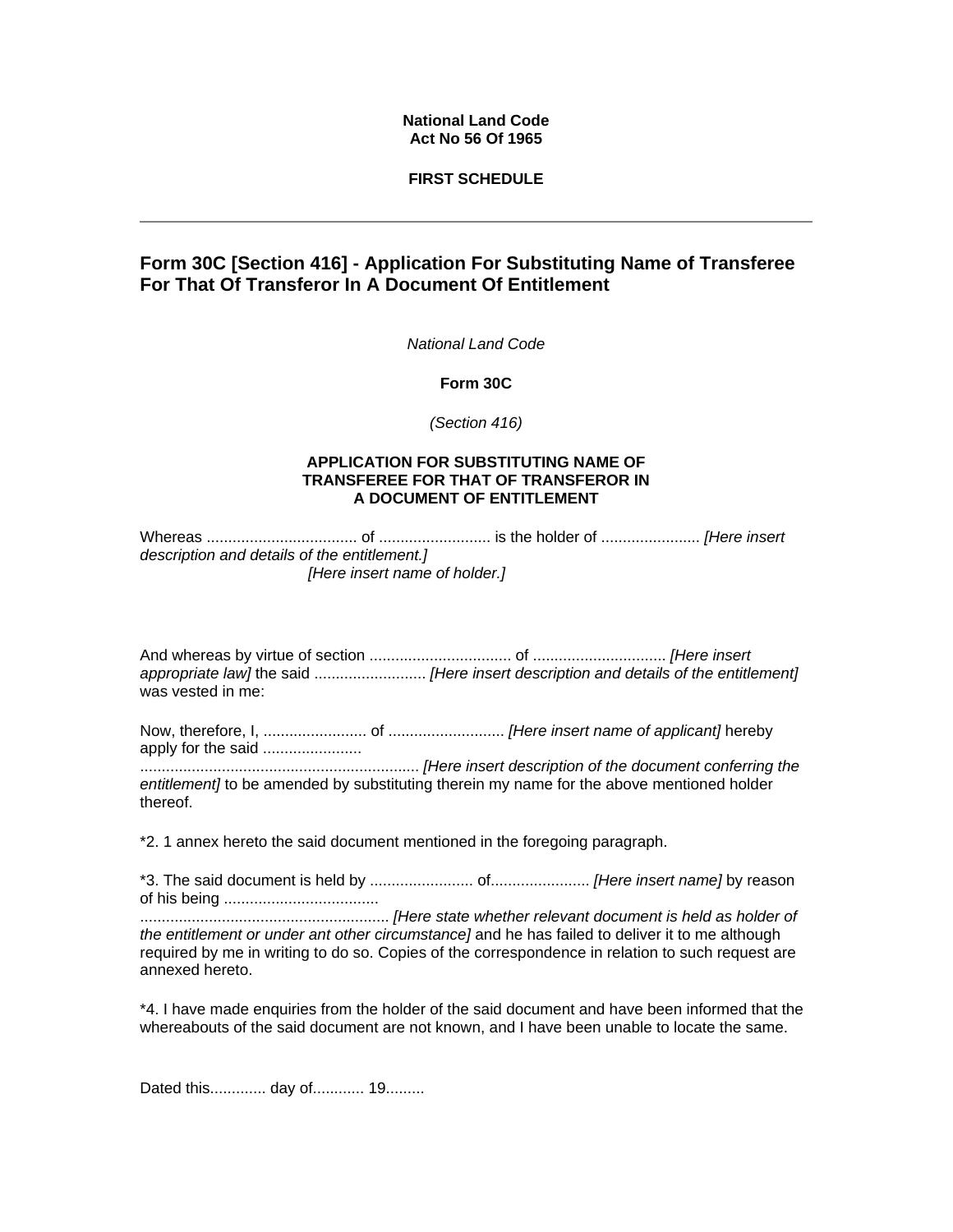**National Land Code**
**Act No 56 Of 1965**

**FIRST SCHEDULE**

---

## Form 30C [Section 416] - Application For Substituting Name of Transferee For That Of Transferor In A Document Of Entitlement

*National Land Code*

**Form 30C**

*(Section 416)*

**APPLICATION FOR SUBSTITUTING NAME OF TRANSFEREE FOR THAT OF TRANSFEROR IN A DOCUMENT OF ENTITLEMENT**

Whereas ................................... of .......................... is the holder of ....................... *[Here insert description and details of the entitlement.]*
*[Here insert name of holder.]*

And whereas by virtue of section ................................. of .............................. *[Here insert appropriate law]* the said .......................... *[Here insert description and details of the entitlement]* was vested in me:

Now, therefore, I, ........................ of ........................... *[Here insert name of applicant]* hereby apply for the said .......................
................................................................. *[Here insert description of the document conferring the entitlement]* to be amended by substituting therein my name for the above mentioned holder thereof.

*2. 1 annex hereto the said document mentioned in the foregoing paragraph.

*3. The said document is held by ........................ of....................... *[Here insert name]* by reason of his being ...................................
.......................................................... *[Here state whether relevant document is held as holder of the entitlement or under ant other circumstance]* and he has failed to deliver it to me although required by me in writing to do so. Copies of the correspondence in relation to such request are annexed hereto.

*4. I have made enquiries from the holder of the said document and have been informed that the whereabouts of the said document are not known, and I have been unable to locate the same.

Dated this............. day of............ 19.........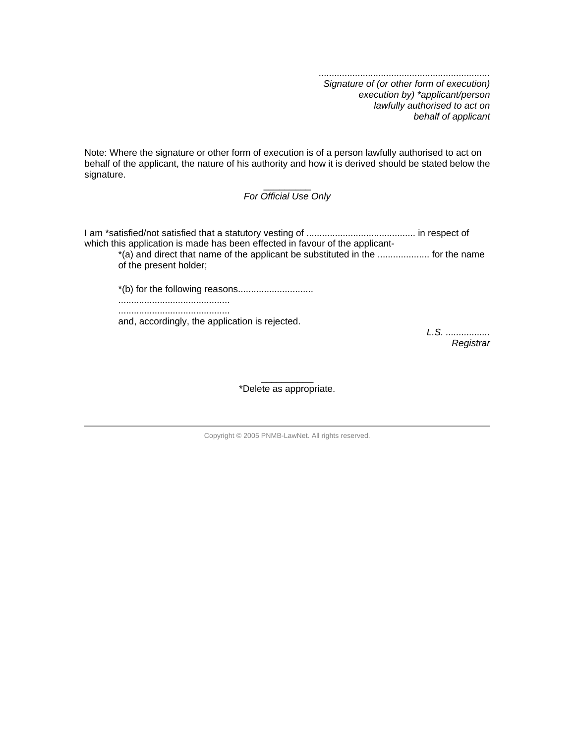..................................................................
*Signature of (or other form of execution)*
*execution by) *applicant/person*
*lawfully authorised to act on*
*behalf of applicant*

Note: Where the signature or other form of execution is of a person lawfully authorised to act on behalf of the applicant, the nature of his authority and how it is derived should be stated below the signature.

---

*For Official Use Only*

I am *satisfied/not satisfied that a statutory vesting of .......................................... in respect of which this application is made has been effected in favour of the applicant-

*(a) and direct that name of the applicant be substituted in the .................... for the name of the present holder;

*(b) for the following reasons.............................
...........................................
...........................................
and, accordingly, the application is rejected.

*L.S.* .................
*Registrar*

---

*Delete as appropriate.

Copyright © 2005 PNMB-LawNet. All rights reserved.